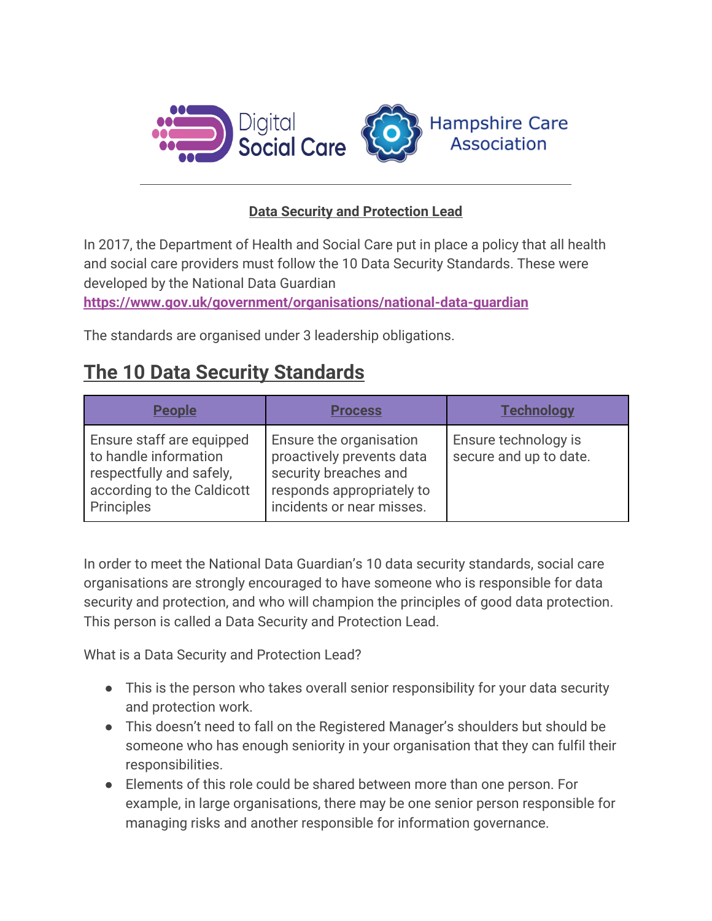**Data Security and Protection Lead**

In 2017, the Department of Health and Social Care put in place a policy that all health and social care providers must follow the 10 Data Security Standards. These were developed by the National Data Guardian https://www.gov.uk/government/organisations/national-data-guardian

The standards are organised under 3 leadership obligations.

## The 10 Data Security Standards

| People | Process | Technology |
|---|---|---|
| Ensure staff are equipped to handle information respectfully and safely, according to the Caldicott Principles | Ensure the organisation proactively prevents data security breaches and responds appropriately to incidents or near misses. | Ensure technology is secure and up to date. |

In order to meet the National Data Guardian's 10 data security standards, social care organisations are strongly encouraged to have someone who is responsible for data security and protection, and who will champion the principles of good data protection. This person is called a Data Security and Protection Lead.

What is a Data Security and Protection Lead?

- This is the person who takes overall senior responsibility for your data security and protection work.
- This doesn't need to fall on the Registered Manager's shoulders but should be someone who has enough seniority in your organisation that they can fulfil their responsibilities.
- Elements of this role could be shared between more than one person. For example, in large organisations, there may be one senior person responsible for managing risks and another responsible for information governance.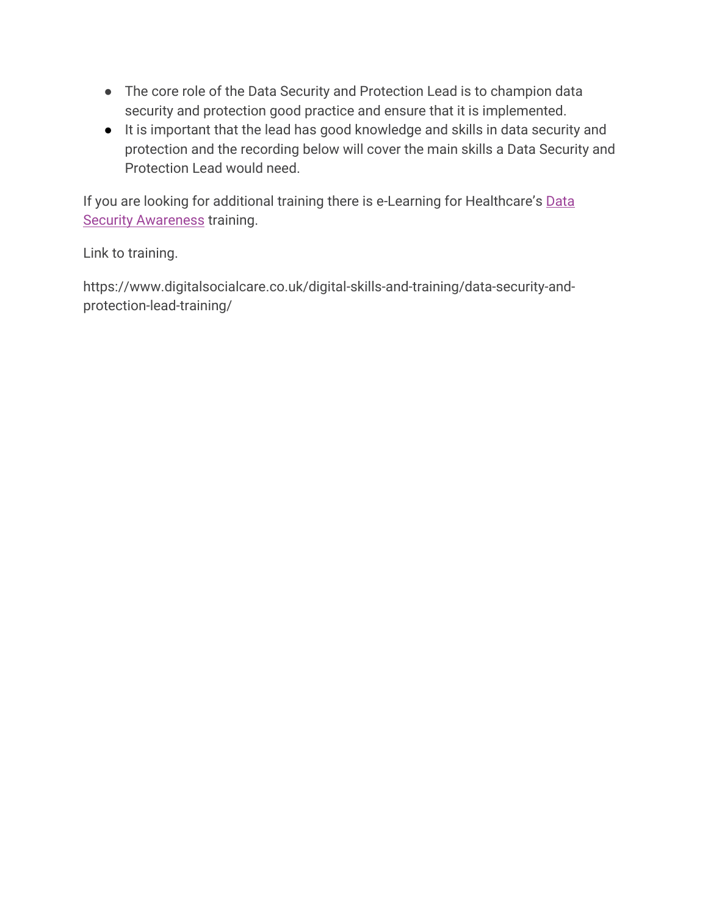- The core role of the Data Security and Protection Lead is to champion data security and protection good practice and ensure that it is implemented.
- It is important that the lead has good knowledge and skills in data security and protection and the recording below will cover the main skills a Data Security and Protection Lead would need.

If you are looking for additional training there is e-Learning for Healthcare's Data Security Awareness training.

Link to training.

https://www.digitalsocialcare.co.uk/digital-skills-and-training/data-security-and-protection-lead-training/